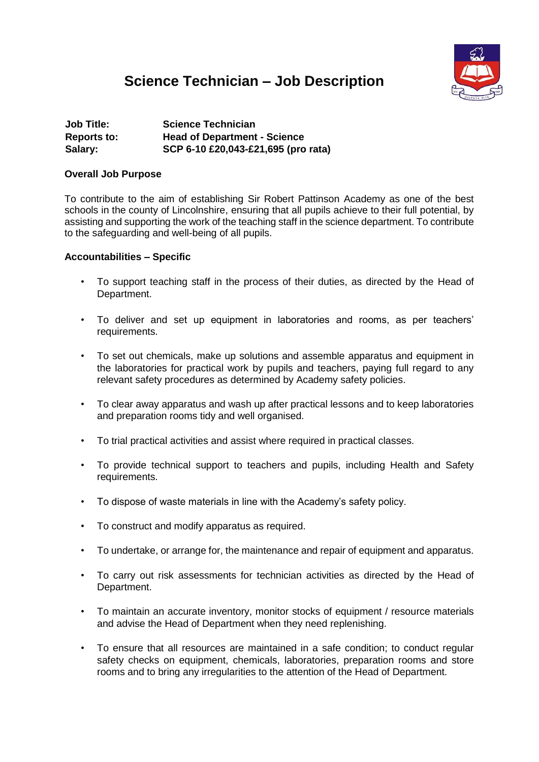# Science Technician – Job Description

**Job Title:** **Science Technician**
**Reports to:** **Head of Department - Science**
**Salary:** **SCP 6-10 £20,043-£21,695 (pro rata)**

**Overall Job Purpose**

To contribute to the aim of establishing Sir Robert Pattinson Academy as one of the best schools in the county of Lincolnshire, ensuring that all pupils achieve to their full potential, by assisting and supporting the work of the teaching staff in the science department. To contribute to the safeguarding and well-being of all pupils.

**Accountabilities – Specific**

- To support teaching staff in the process of their duties, as directed by the Head of Department.
- To deliver and set up equipment in laboratories and rooms, as per teachers' requirements.
- To set out chemicals, make up solutions and assemble apparatus and equipment in the laboratories for practical work by pupils and teachers, paying full regard to any relevant safety procedures as determined by Academy safety policies.
- To clear away apparatus and wash up after practical lessons and to keep laboratories and preparation rooms tidy and well organised.
- To trial practical activities and assist where required in practical classes.
- To provide technical support to teachers and pupils, including Health and Safety requirements.
- To dispose of waste materials in line with the Academy's safety policy.
- To construct and modify apparatus as required.
- To undertake, or arrange for, the maintenance and repair of equipment and apparatus.
- To carry out risk assessments for technician activities as directed by the Head of Department.
- To maintain an accurate inventory, monitor stocks of equipment / resource materials and advise the Head of Department when they need replenishing.
- To ensure that all resources are maintained in a safe condition; to conduct regular safety checks on equipment, chemicals, laboratories, preparation rooms and store rooms and to bring any irregularities to the attention of the Head of Department.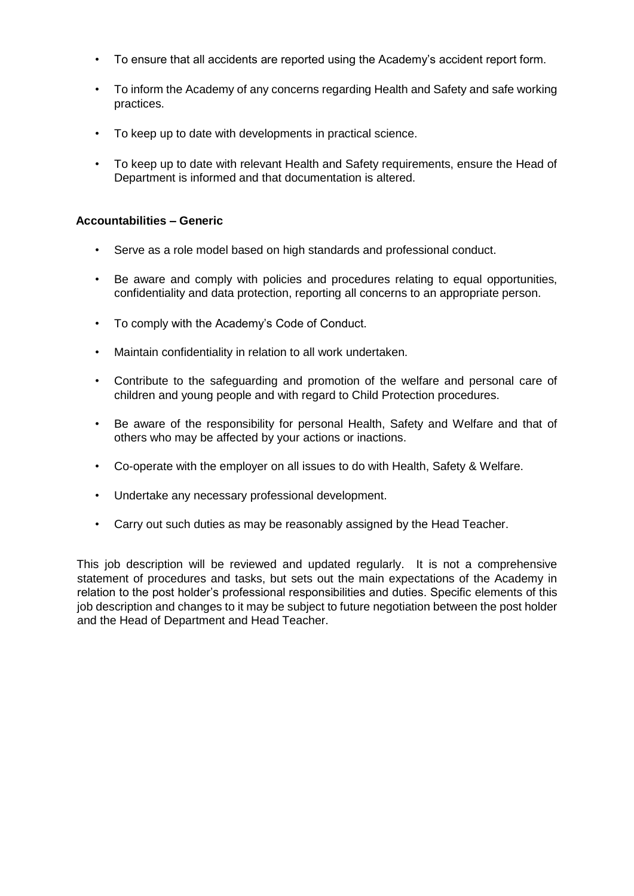- To ensure that all accidents are reported using the Academy's accident report form.
- To inform the Academy of any concerns regarding Health and Safety and safe working practices.
- To keep up to date with developments in practical science.
- To keep up to date with relevant Health and Safety requirements, ensure the Head of Department is informed and that documentation is altered.

**Accountabilities – Generic**

- Serve as a role model based on high standards and professional conduct.
- Be aware and comply with policies and procedures relating to equal opportunities, confidentiality and data protection, reporting all concerns to an appropriate person.
- To comply with the Academy's Code of Conduct.
- Maintain confidentiality in relation to all work undertaken.
- Contribute to the safeguarding and promotion of the welfare and personal care of children and young people and with regard to Child Protection procedures.
- Be aware of the responsibility for personal Health, Safety and Welfare and that of others who may be affected by your actions or inactions.
- Co-operate with the employer on all issues to do with Health, Safety & Welfare.
- Undertake any necessary professional development.
- Carry out such duties as may be reasonably assigned by the Head Teacher.

This job description will be reviewed and updated regularly. It is not a comprehensive statement of procedures and tasks, but sets out the main expectations of the Academy in relation to the post holder's professional responsibilities and duties. Specific elements of this job description and changes to it may be subject to future negotiation between the post holder and the Head of Department and Head Teacher.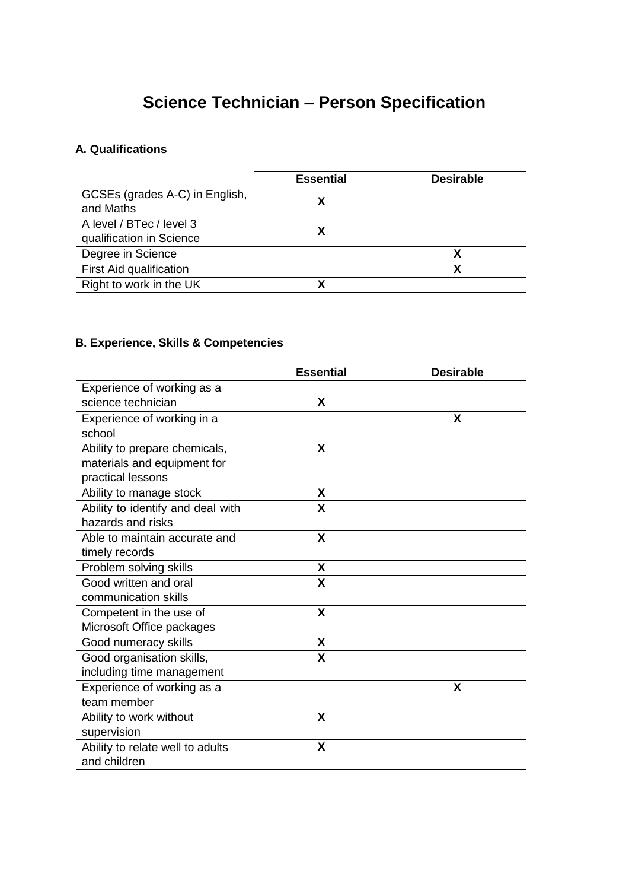# Science Technician – Person Specification

**A. Qualifications**

| | Essential | Desirable |
|---|---|---|
| GCSEs (grades A-C) in English, and Maths | X | |
| A level / BTec / level 3 qualification in Science | X | |
| Degree in Science | | X |
| First Aid qualification | | X |
| Right to work in the UK | X | |

**B. Experience, Skills & Competencies**

| | Essential | Desirable |
|---|---|---|
| Experience of working as a science technician | X | |
| Experience of working in a school | | X |
| Ability to prepare chemicals, materials and equipment for practical lessons | X | |
| Ability to manage stock | X | |
| Ability to identify and deal with hazards and risks | X | |
| Able to maintain accurate and timely records | X | |
| Problem solving skills | X | |
| Good written and oral communication skills | X | |
| Competent in the use of Microsoft Office packages | X | |
| Good numeracy skills | X | |
| Good organisation skills, including time management | X | |
| Experience of working as a team member | | X |
| Ability to work without supervision | X | |
| Ability to relate well to adults and children | X | |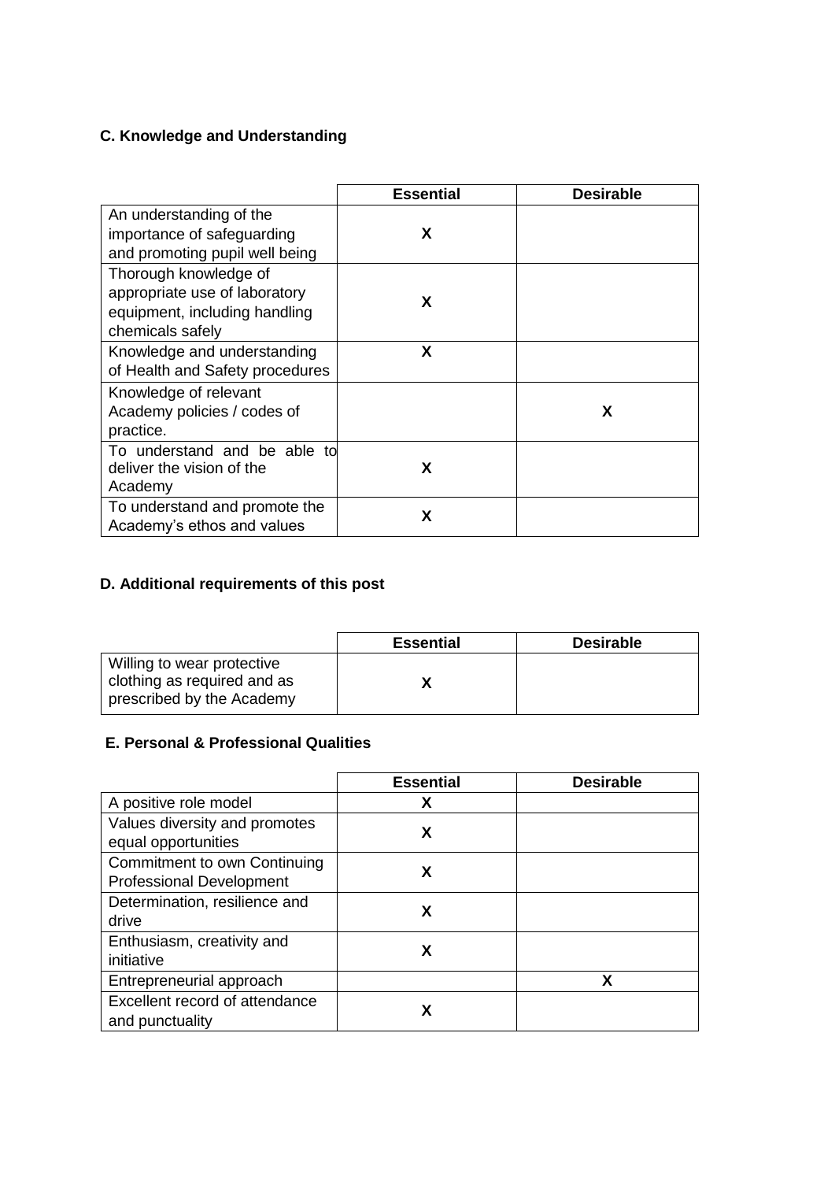### C. Knowledge and Understanding

| | Essential | Desirable |
|---|---|---|
| An understanding of the importance of safeguarding and promoting pupil well being | X | |
| Thorough knowledge of appropriate use of laboratory equipment, including handling chemicals safely | X | |
| Knowledge and understanding of Health and Safety procedures | X | |
| Knowledge of relevant Academy policies / codes of practice. | | X |
| To understand and be able to deliver the vision of the Academy | X | |
| To understand and promote the Academy's ethos and values | X | |

### D. Additional requirements of this post

| | Essential | Desirable |
|---|---|---|
| Willing to wear protective clothing as required and as prescribed by the Academy | X | |

### E. Personal & Professional Qualities

| | Essential | Desirable |
|---|---|---|
| A positive role model | X | |
| Values diversity and promotes equal opportunities | X | |
| Commitment to own Continuing Professional Development | X | |
| Determination, resilience and drive | X | |
| Enthusiasm, creativity and initiative | X | |
| Entrepreneurial approach | | X |
| Excellent record of attendance and punctuality | X | |